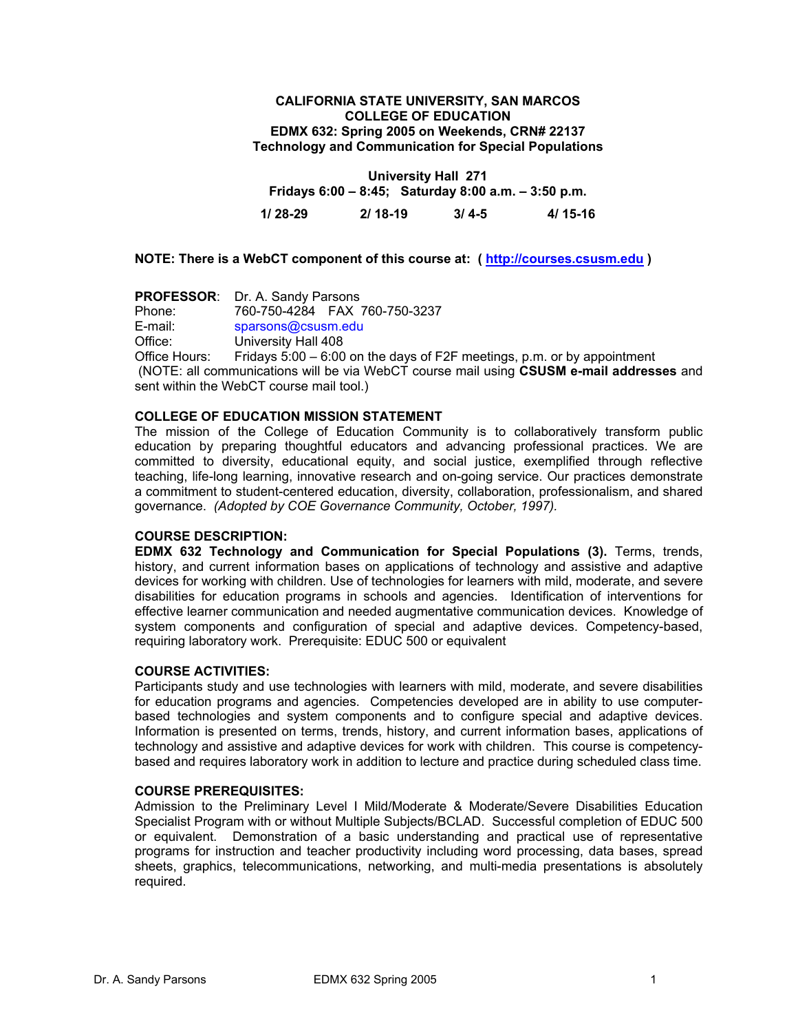**CALIFORNIA STATE UNIVERSITY, SAN MARCOS**
**COLLEGE OF EDUCATION**
**EDMX 632: Spring 2005 on Weekends, CRN# 22137**
**Technology and Communication for Special Populations**

**University Hall 271**
**Fridays 6:00 – 8:45; Saturday 8:00 a.m. – 3:50 p.m.**

**1/ 28-29 2/ 18-19 3/ 4-5 4/ 15-16**

**NOTE: There is a WebCT component of this course at: ( http://courses.csusm.edu )**

**PROFESSOR**: Dr. A. Sandy Parsons
Phone: 760-750-4284 FAX 760-750-3237
E-mail: sparsons@csusm.edu
Office: University Hall 408
Office Hours: Fridays 5:00 – 6:00 on the days of F2F meetings, p.m. or by appointment
(NOTE: all communications will be via WebCT course mail using **CSUSM e-mail addresses** and sent within the WebCT course mail tool.)

**COLLEGE OF EDUCATION MISSION STATEMENT**

The mission of the College of Education Community is to collaboratively transform public education by preparing thoughtful educators and advancing professional practices. We are committed to diversity, educational equity, and social justice, exemplified through reflective teaching, life-long learning, innovative research and on-going service. Our practices demonstrate a commitment to student-centered education, diversity, collaboration, professionalism, and shared governance. *(Adopted by COE Governance Community, October, 1997).*

**COURSE DESCRIPTION:**

**EDMX 632 Technology and Communication for Special Populations (3).** Terms, trends, history, and current information bases on applications of technology and assistive and adaptive devices for working with children. Use of technologies for learners with mild, moderate, and severe disabilities for education programs in schools and agencies. Identification of interventions for effective learner communication and needed augmentative communication devices. Knowledge of system components and configuration of special and adaptive devices. Competency-based, requiring laboratory work. Prerequisite: EDUC 500 or equivalent

**COURSE ACTIVITIES:**

Participants study and use technologies with learners with mild, moderate, and severe disabilities for education programs and agencies. Competencies developed are in ability to use computer-based technologies and system components and to configure special and adaptive devices. Information is presented on terms, trends, history, and current information bases, applications of technology and assistive and adaptive devices for work with children. This course is competency-based and requires laboratory work in addition to lecture and practice during scheduled class time.

**COURSE PREREQUISITES:**

Admission to the Preliminary Level I Mild/Moderate & Moderate/Severe Disabilities Education Specialist Program with or without Multiple Subjects/BCLAD. Successful completion of EDUC 500 or equivalent. Demonstration of a basic understanding and practical use of representative programs for instruction and teacher productivity including word processing, data bases, spread sheets, graphics, telecommunications, networking, and multi-media presentations is absolutely required.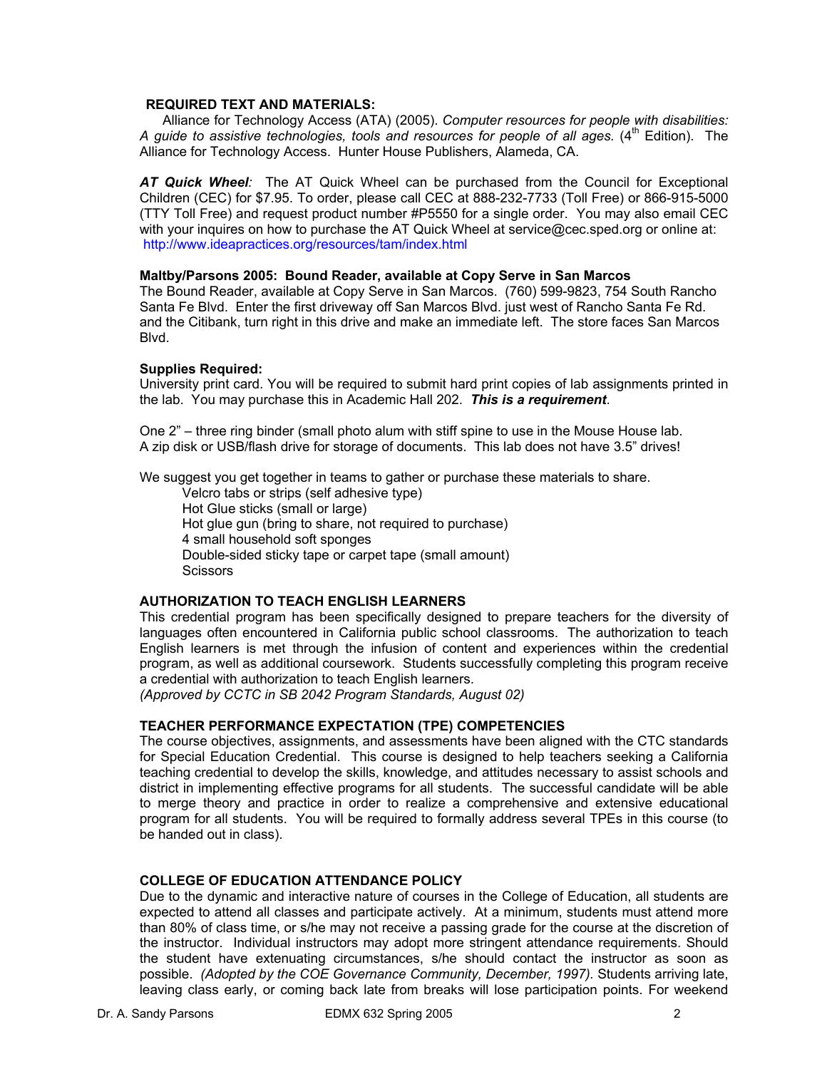**REQUIRED TEXT AND MATERIALS:**

Alliance for Technology Access (ATA) (2005). *Computer resources for people with disabilities: A guide to assistive technologies, tools and resources for people of all ages.* (4th Edition). The Alliance for Technology Access. Hunter House Publishers, Alameda, CA.

***AT Quick Wheel**:* The AT Quick Wheel can be purchased from the Council for Exceptional Children (CEC) for $7.95. To order, please call CEC at 888-232-7733 (Toll Free) or 866-915-5000 (TTY Toll Free) and request product number #P5550 for a single order. You may also email CEC with your inquires on how to purchase the AT Quick Wheel at service@cec.sped.org or online at: http://www.ideapractices.org/resources/tam/index.html

**Maltby/Parsons 2005: Bound Reader, available at Copy Serve in San Marcos**

The Bound Reader, available at Copy Serve in San Marcos. (760) 599-9823, 754 South Rancho Santa Fe Blvd. Enter the first driveway off San Marcos Blvd. just west of Rancho Santa Fe Rd. and the Citibank, turn right in this drive and make an immediate left. The store faces San Marcos Blvd.

**Supplies Required:**

University print card. You will be required to submit hard print copies of lab assignments printed in the lab. You may purchase this in Academic Hall 202. ***This is a requirement***.

One 2" – three ring binder (small photo alum with stiff spine to use in the Mouse House lab.
A zip disk or USB/flash drive for storage of documents. This lab does not have 3.5" drives!

We suggest you get together in teams to gather or purchase these materials to share.

- Velcro tabs or strips (self adhesive type)
- Hot Glue sticks (small or large)
- Hot glue gun (bring to share, not required to purchase)
- 4 small household soft sponges
- Double-sided sticky tape or carpet tape (small amount)
- Scissors

**AUTHORIZATION TO TEACH ENGLISH LEARNERS**

This credential program has been specifically designed to prepare teachers for the diversity of languages often encountered in California public school classrooms. The authorization to teach English learners is met through the infusion of content and experiences within the credential program, as well as additional coursework. Students successfully completing this program receive a credential with authorization to teach English learners.
*(Approved by CCTC in SB 2042 Program Standards, August 02)*

**TEACHER PERFORMANCE EXPECTATION (TPE) COMPETENCIES**

The course objectives, assignments, and assessments have been aligned with the CTC standards for Special Education Credential. This course is designed to help teachers seeking a California teaching credential to develop the skills, knowledge, and attitudes necessary to assist schools and district in implementing effective programs for all students. The successful candidate will be able to merge theory and practice in order to realize a comprehensive and extensive educational program for all students. You will be required to formally address several TPEs in this course (to be handed out in class).

**COLLEGE OF EDUCATION ATTENDANCE POLICY**

Due to the dynamic and interactive nature of courses in the College of Education, all students are expected to attend all classes and participate actively. At a minimum, students must attend more than 80% of class time, or s/he may not receive a passing grade for the course at the discretion of the instructor. Individual instructors may adopt more stringent attendance requirements. Should the student have extenuating circumstances, s/he should contact the instructor as soon as possible. *(Adopted by the COE Governance Community, December, 1997).* Students arriving late, leaving class early, or coming back late from breaks will lose participation points. For weekend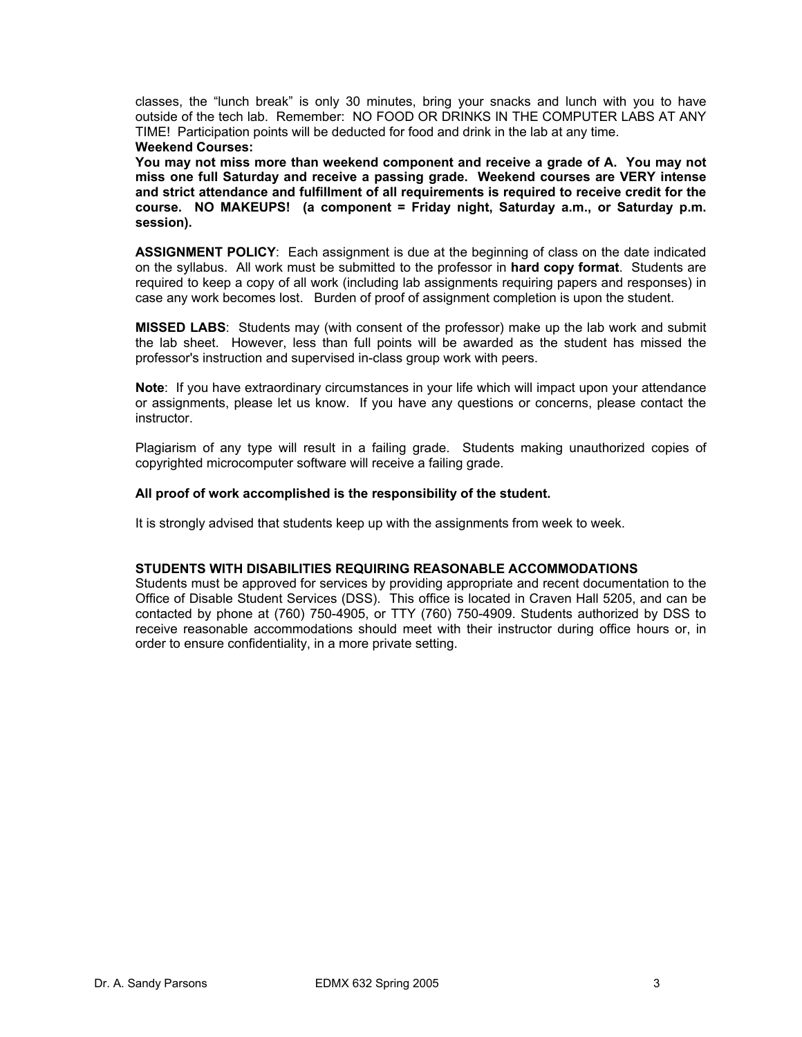classes, the "lunch break" is only 30 minutes, bring your snacks and lunch with you to have outside of the tech lab. Remember: NO FOOD OR DRINKS IN THE COMPUTER LABS AT ANY TIME! Participation points will be deducted for food and drink in the lab at any time.

**Weekend Courses:**

**You may not miss more than weekend component and receive a grade of A. You may not miss one full Saturday and receive a passing grade. Weekend courses are VERY intense and strict attendance and fulfillment of all requirements is required to receive credit for the course. NO MAKEUPS! (a component = Friday night, Saturday a.m., or Saturday p.m. session).**

**ASSIGNMENT POLICY**: Each assignment is due at the beginning of class on the date indicated on the syllabus. All work must be submitted to the professor in **hard copy format**. Students are required to keep a copy of all work (including lab assignments requiring papers and responses) in case any work becomes lost. Burden of proof of assignment completion is upon the student.

**MISSED LABS**: Students may (with consent of the professor) make up the lab work and submit the lab sheet. However, less than full points will be awarded as the student has missed the professor's instruction and supervised in-class group work with peers.

**Note**: If you have extraordinary circumstances in your life which will impact upon your attendance or assignments, please let us know. If you have any questions or concerns, please contact the instructor.

Plagiarism of any type will result in a failing grade. Students making unauthorized copies of copyrighted microcomputer software will receive a failing grade.

**All proof of work accomplished is the responsibility of the student.**

It is strongly advised that students keep up with the assignments from week to week.

**STUDENTS WITH DISABILITIES REQUIRING REASONABLE ACCOMMODATIONS**

Students must be approved for services by providing appropriate and recent documentation to the Office of Disable Student Services (DSS). This office is located in Craven Hall 5205, and can be contacted by phone at (760) 750-4905, or TTY (760) 750-4909. Students authorized by DSS to receive reasonable accommodations should meet with their instructor during office hours or, in order to ensure confidentiality, in a more private setting.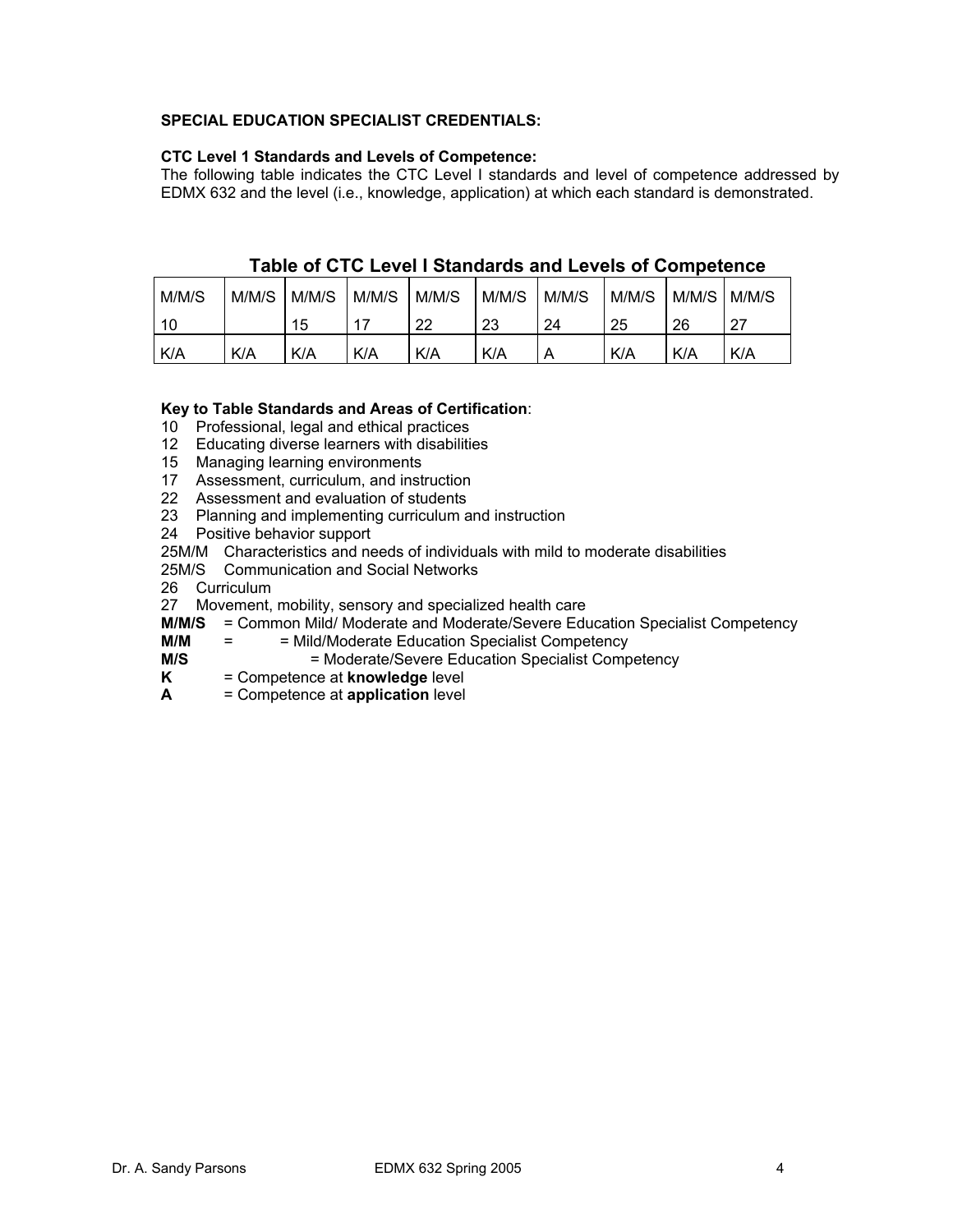**SPECIAL EDUCATION SPECIALIST CREDENTIALS:**

**CTC Level 1 Standards and Levels of Competence:**
The following table indicates the CTC Level I standards and level of competence addressed by EDMX 632 and the level (i.e., knowledge, application) at which each standard is demonstrated.

## Table of CTC Level I Standards and Levels of Competence

| M/M/S 10 | M/M/S | M/M/S 15 | M/M/S 17 | M/M/S 22 | M/M/S 23 | M/M/S 24 | M/M/S 25 | M/M/S 26 | M/M/S 27 |
|---|---|---|---|---|---|---|---|---|---|
| K/A | K/A | K/A | K/A | K/A | K/A | A | K/A | K/A | K/A |

**Key to Table Standards and Areas of Certification**:

10 Professional, legal and ethical practices
12 Educating diverse learners with disabilities
15 Managing learning environments
17 Assessment, curriculum, and instruction
22 Assessment and evaluation of students
23 Planning and implementing curriculum and instruction
24 Positive behavior support
25M/M Characteristics and needs of individuals with mild to moderate disabilities
25M/S Communication and Social Networks
26 Curriculum
27 Movement, mobility, sensory and specialized health care
**M/M/S** = Common Mild/ Moderate and Moderate/Severe Education Specialist Competency
**M/M** = = Mild/Moderate Education Specialist Competency
**M/S** = Moderate/Severe Education Specialist Competency
**K** = Competence at **knowledge** level
**A** = Competence at **application** level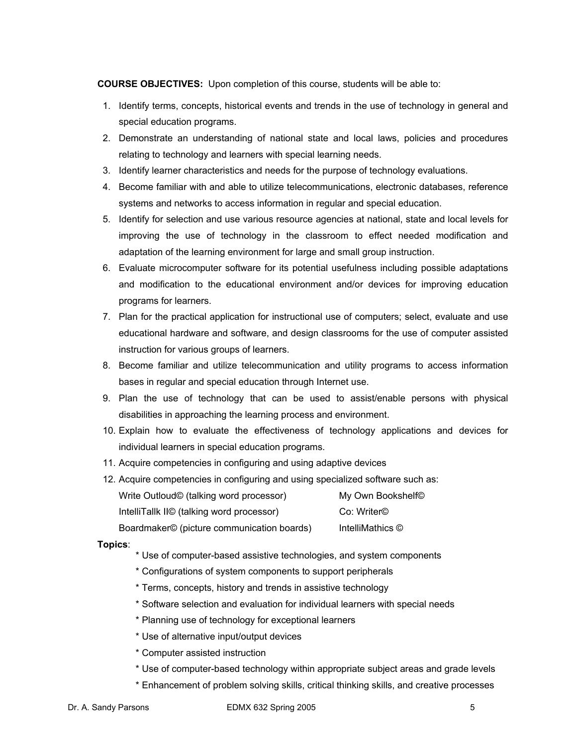**COURSE OBJECTIVES:** Upon completion of this course, students will be able to:

1. Identify terms, concepts, historical events and trends in the use of technology in general and special education programs.
2. Demonstrate an understanding of national state and local laws, policies and procedures relating to technology and learners with special learning needs.
3. Identify learner characteristics and needs for the purpose of technology evaluations.
4. Become familiar with and able to utilize telecommunications, electronic databases, reference systems and networks to access information in regular and special education.
5. Identify for selection and use various resource agencies at national, state and local levels for improving the use of technology in the classroom to effect needed modification and adaptation of the learning environment for large and small group instruction.
6. Evaluate microcomputer software for its potential usefulness including possible adaptations and modification to the educational environment and/or devices for improving education programs for learners.
7. Plan for the practical application for instructional use of computers; select, evaluate and use educational hardware and software, and design classrooms for the use of computer assisted instruction for various groups of learners.
8. Become familiar and utilize telecommunication and utility programs to access information bases in regular and special education through Internet use.
9. Plan the use of technology that can be used to assist/enable persons with physical disabilities in approaching the learning process and environment.
10. Explain how to evaluate the effectiveness of technology applications and devices for individual learners in special education programs.
11. Acquire competencies in configuring and using adaptive devices
12. Acquire competencies in configuring and using specialized software such as:

| | |
|---|---|
| Write Outloud© (talking word processor) | My Own Bookshelf© |
| IntelliTallk II© (talking word processor) | Co: Writer© |
| Boardmaker© (picture communication boards) | IntelliMathics © |

**Topics**:

* Use of computer-based assistive technologies, and system components
* Configurations of system components to support peripherals
* Terms, concepts, history and trends in assistive technology
* Software selection and evaluation for individual learners with special needs
* Planning use of technology for exceptional learners
* Use of alternative input/output devices
* Computer assisted instruction
* Use of computer-based technology within appropriate subject areas and grade levels
* Enhancement of problem solving skills, critical thinking skills, and creative processes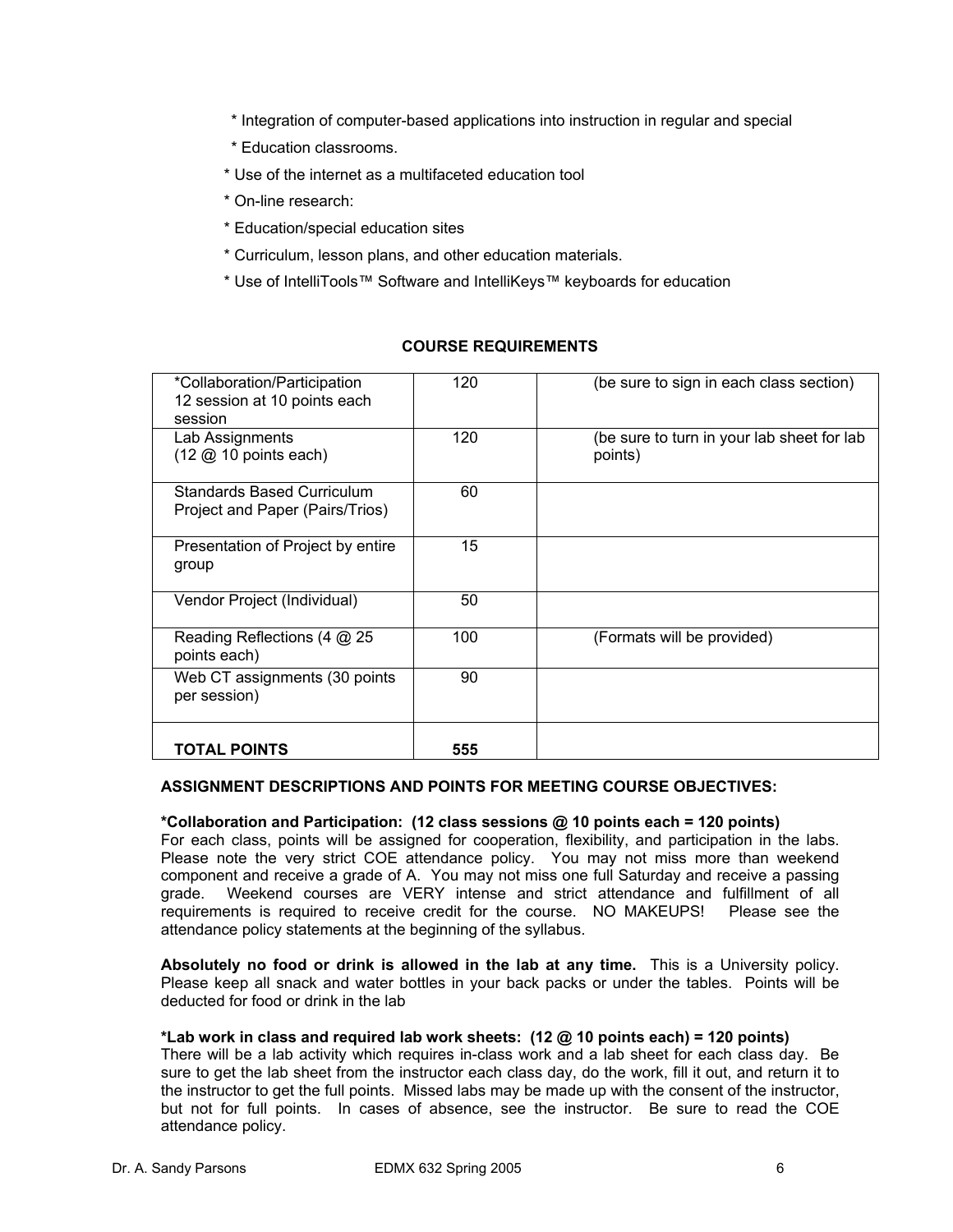* Integration of computer-based applications into instruction in regular and special
* Education classrooms.
* Use of the internet as a multifaceted education tool
* On-line research:
* Education/special education sites
* Curriculum, lesson plans, and other education materials.
* Use of IntelliTools™ Software and IntelliKeys™ keyboards for education

**COURSE REQUIREMENTS**

| | | |
|---|---|---|
| *Collaboration/Participation 12 session at 10 points each session | 120 | (be sure to sign in each class section) |
| Lab Assignments (12 @ 10 points each) | 120 | (be sure to turn in your lab sheet for lab points) |
| Standards Based Curriculum Project and Paper (Pairs/Trios) | 60 | |
| Presentation of Project by entire group | 15 | |
| Vendor Project (Individual) | 50 | |
| Reading Reflections (4 @ 25 points each) | 100 | (Formats will be provided) |
| Web CT assignments (30 points per session) | 90 | |
| **TOTAL POINTS** | **555** | |

**ASSIGNMENT DESCRIPTIONS AND POINTS FOR MEETING COURSE OBJECTIVES:**

**\*Collaboration and Participation: (12 class sessions @ 10 points each = 120 points)**
For each class, points will be assigned for cooperation, flexibility, and participation in the labs. Please note the very strict COE attendance policy. You may not miss more than weekend component and receive a grade of A. You may not miss one full Saturday and receive a passing grade. Weekend courses are VERY intense and strict attendance and fulfillment of all requirements is required to receive credit for the course. NO MAKEUPS! Please see the attendance policy statements at the beginning of the syllabus.

**Absolutely no food or drink is allowed in the lab at any time.** This is a University policy. Please keep all snack and water bottles in your back packs or under the tables. Points will be deducted for food or drink in the lab

**\*Lab work in class and required lab work sheets: (12 @ 10 points each) = 120 points)**
There will be a lab activity which requires in-class work and a lab sheet for each class day. Be sure to get the lab sheet from the instructor each class day, do the work, fill it out, and return it to the instructor to get the full points. Missed labs may be made up with the consent of the instructor, but not for full points. In cases of absence, see the instructor. Be sure to read the COE attendance policy.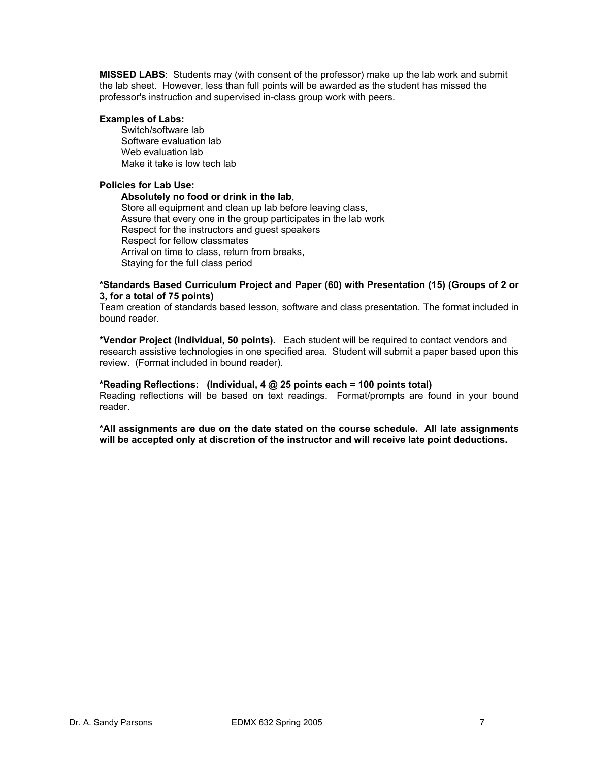**MISSED LABS**: Students may (with consent of the professor) make up the lab work and submit the lab sheet. However, less than full points will be awarded as the student has missed the professor's instruction and supervised in-class group work with peers.

**Examples of Labs:**

Switch/software lab
Software evaluation lab
Web evaluation lab
Make it take is low tech lab

**Policies for Lab Use:**

**Absolutely no food or drink in the lab**,
Store all equipment and clean up lab before leaving class,
Assure that every one in the group participates in the lab work
Respect for the instructors and guest speakers
Respect for fellow classmates
Arrival on time to class, return from breaks,
Staying for the full class period

**\*Standards Based Curriculum Project and Paper (60) with Presentation (15) (Groups of 2 or 3, for a total of 75 points)**
Team creation of standards based lesson, software and class presentation. The format included in bound reader.

**\*Vendor Project (Individual, 50 points).** Each student will be required to contact vendors and research assistive technologies in one specified area. Student will submit a paper based upon this review. (Format included in bound reader).

**\*Reading Reflections: (Individual, 4 @ 25 points each = 100 points total)**
Reading reflections will be based on text readings. Format/prompts are found in your bound reader.

**\*All assignments are due on the date stated on the course schedule. All late assignments will be accepted only at discretion of the instructor and will receive late point deductions.**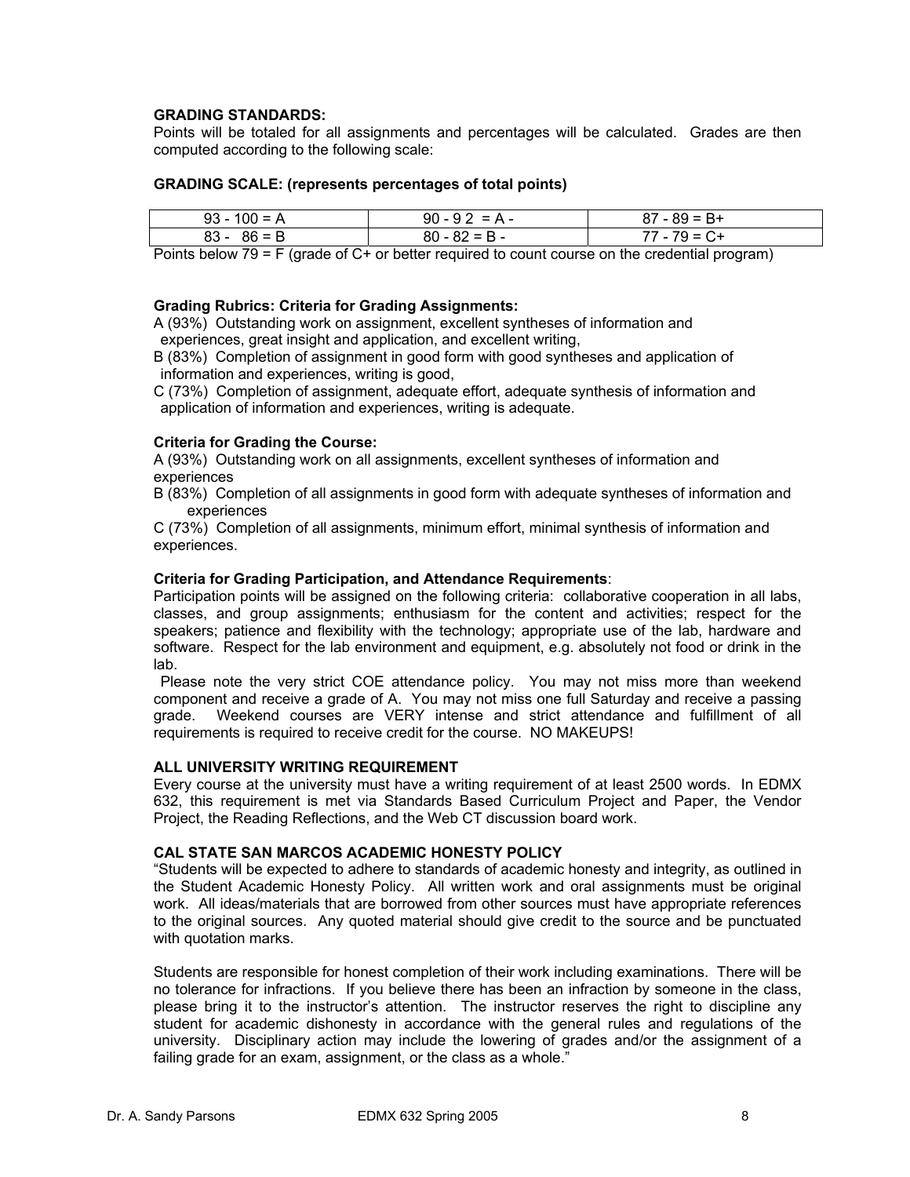**GRADING STANDARDS:**
Points will be totaled for all assignments and percentages will be calculated. Grades are then computed according to the following scale:

**GRADING SCALE: (represents percentages of total points)**

| 93 - 100 = A | 90 - 9 2 = A - | 87 - 89 = B+ |
|---|---|---|
| 83 - 86 = B | 80 - 82 = B - | 77 - 79 = C+ |

Points below 79 = F (grade of C+ or better required to count course on the credential program)

**Grading Rubrics: Criteria for Grading Assignments:**
A (93%) Outstanding work on assignment, excellent syntheses of information and experiences, great insight and application, and excellent writing,
B (83%) Completion of assignment in good form with good syntheses and application of information and experiences, writing is good,
C (73%) Completion of assignment, adequate effort, adequate synthesis of information and application of information and experiences, writing is adequate.

**Criteria for Grading the Course:**
A (93%) Outstanding work on all assignments, excellent syntheses of information and experiences
B (83%) Completion of all assignments in good form with adequate syntheses of information and experiences
C (73%) Completion of all assignments, minimum effort, minimal synthesis of information and experiences.

**Criteria for Grading Participation, and Attendance Requirements**:
Participation points will be assigned on the following criteria: collaborative cooperation in all labs, classes, and group assignments; enthusiasm for the content and activities; respect for the speakers; patience and flexibility with the technology; appropriate use of the lab, hardware and software. Respect for the lab environment and equipment, e.g. absolutely not food or drink in the lab.

Please note the very strict COE attendance policy. You may not miss more than weekend component and receive a grade of A. You may not miss one full Saturday and receive a passing grade. Weekend courses are VERY intense and strict attendance and fulfillment of all requirements is required to receive credit for the course. NO MAKEUPS!

**ALL UNIVERSITY WRITING REQUIREMENT**
Every course at the university must have a writing requirement of at least 2500 words. In EDMX 632, this requirement is met via Standards Based Curriculum Project and Paper, the Vendor Project, the Reading Reflections, and the Web CT discussion board work.

**CAL STATE SAN MARCOS ACADEMIC HONESTY POLICY**
"Students will be expected to adhere to standards of academic honesty and integrity, as outlined in the Student Academic Honesty Policy. All written work and oral assignments must be original work. All ideas/materials that are borrowed from other sources must have appropriate references to the original sources. Any quoted material should give credit to the source and be punctuated with quotation marks.

Students are responsible for honest completion of their work including examinations. There will be no tolerance for infractions. If you believe there has been an infraction by someone in the class, please bring it to the instructor's attention. The instructor reserves the right to discipline any student for academic dishonesty in accordance with the general rules and regulations of the university. Disciplinary action may include the lowering of grades and/or the assignment of a failing grade for an exam, assignment, or the class as a whole."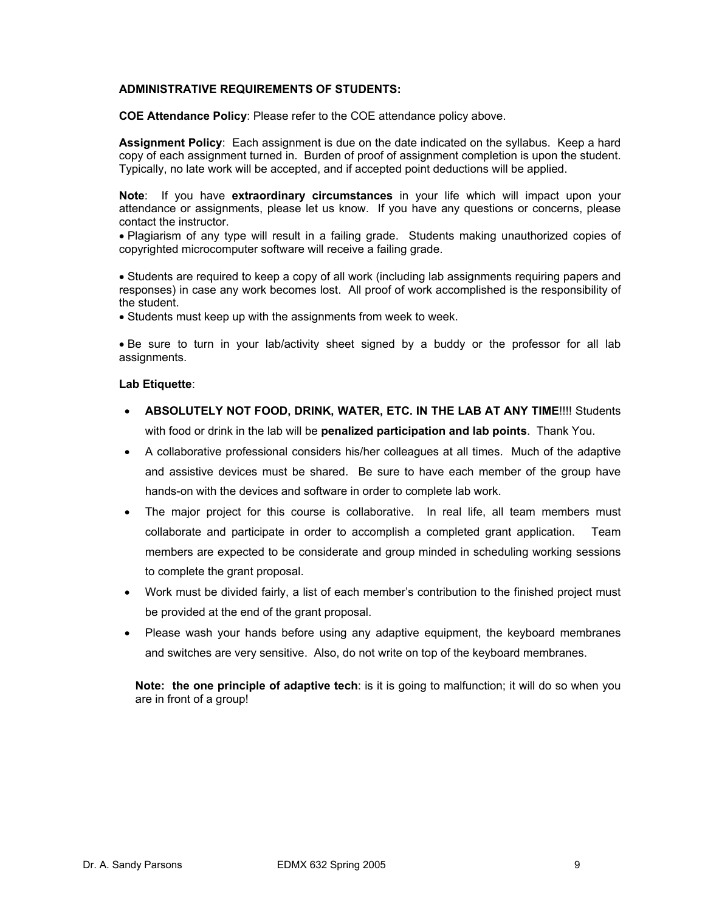**ADMINISTRATIVE REQUIREMENTS OF STUDENTS:**

**COE Attendance Policy**: Please refer to the COE attendance policy above.

**Assignment Policy**: Each assignment is due on the date indicated on the syllabus. Keep a hard copy of each assignment turned in. Burden of proof of assignment completion is upon the student. Typically, no late work will be accepted, and if accepted point deductions will be applied.

**Note**: If you have **extraordinary circumstances** in your life which will impact upon your attendance or assignments, please let us know. If you have any questions or concerns, please contact the instructor.

- Plagiarism of any type will result in a failing grade. Students making unauthorized copies of copyrighted microcomputer software will receive a failing grade.

- Students are required to keep a copy of all work (including lab assignments requiring papers and responses) in case any work becomes lost. All proof of work accomplished is the responsibility of the student.
- Students must keep up with the assignments from week to week.

- Be sure to turn in your lab/activity sheet signed by a buddy or the professor for all lab assignments.

**Lab Etiquette**:

- **ABSOLUTELY NOT FOOD, DRINK, WATER, ETC. IN THE LAB AT ANY TIME**!!!! Students with food or drink in the lab will be **penalized participation and lab points**. Thank You.
- A collaborative professional considers his/her colleagues at all times. Much of the adaptive and assistive devices must be shared. Be sure to have each member of the group have hands-on with the devices and software in order to complete lab work.
- The major project for this course is collaborative. In real life, all team members must collaborate and participate in order to accomplish a completed grant application. Team members are expected to be considerate and group minded in scheduling working sessions to complete the grant proposal.
- Work must be divided fairly, a list of each member's contribution to the finished project must be provided at the end of the grant proposal.
- Please wash your hands before using any adaptive equipment, the keyboard membranes and switches are very sensitive. Also, do not write on top of the keyboard membranes.

**Note: the one principle of adaptive tech**: is it is going to malfunction; it will do so when you are in front of a group!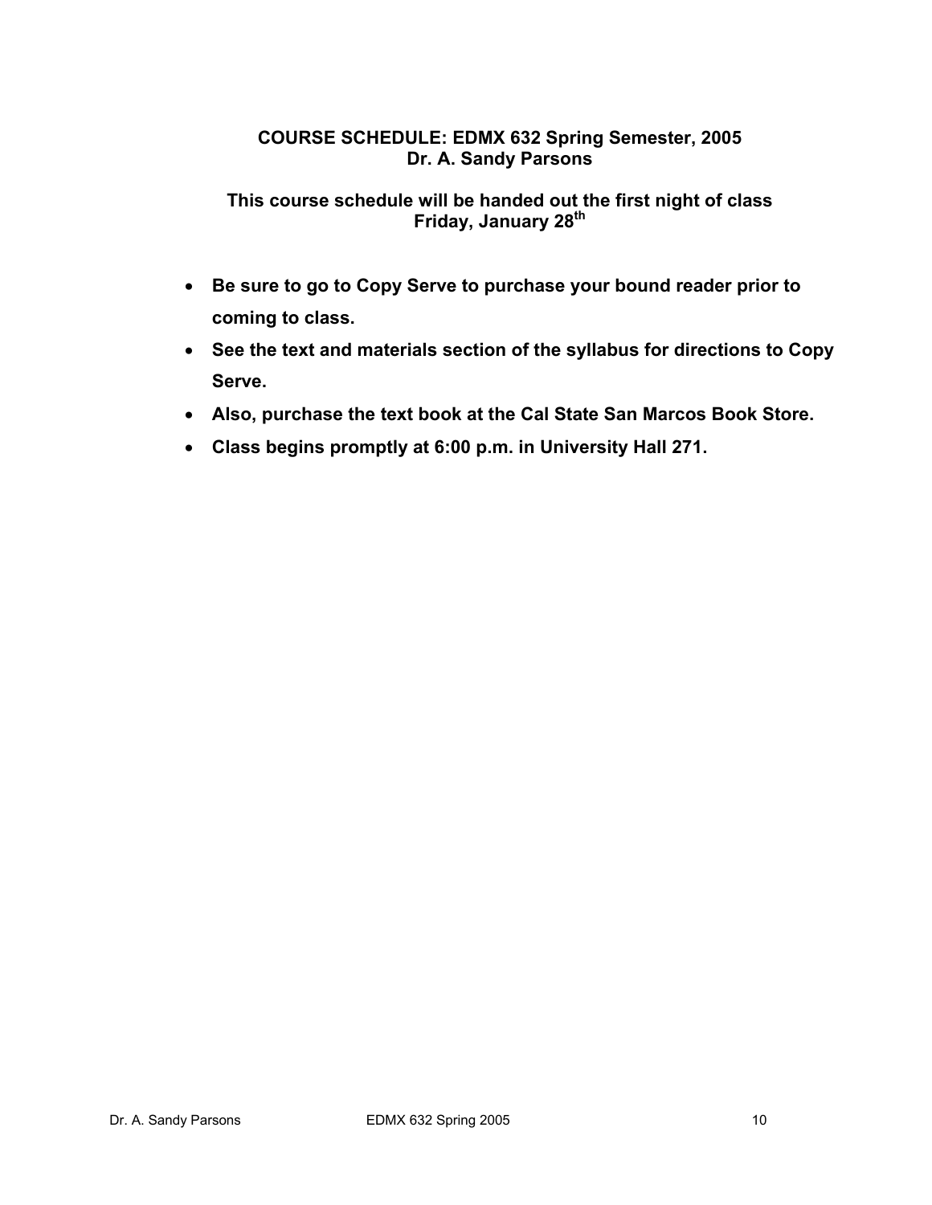## COURSE SCHEDULE: EDMX 632 Spring Semester, 2005
## Dr. A. Sandy Parsons

**This course schedule will be handed out the first night of class**
**Friday, January 28th**

- **Be sure to go to Copy Serve to purchase your bound reader prior to coming to class.**
- **See the text and materials section of the syllabus for directions to Copy Serve.**
- **Also, purchase the text book at the Cal State San Marcos Book Store.**
- **Class begins promptly at 6:00 p.m. in University Hall 271.**